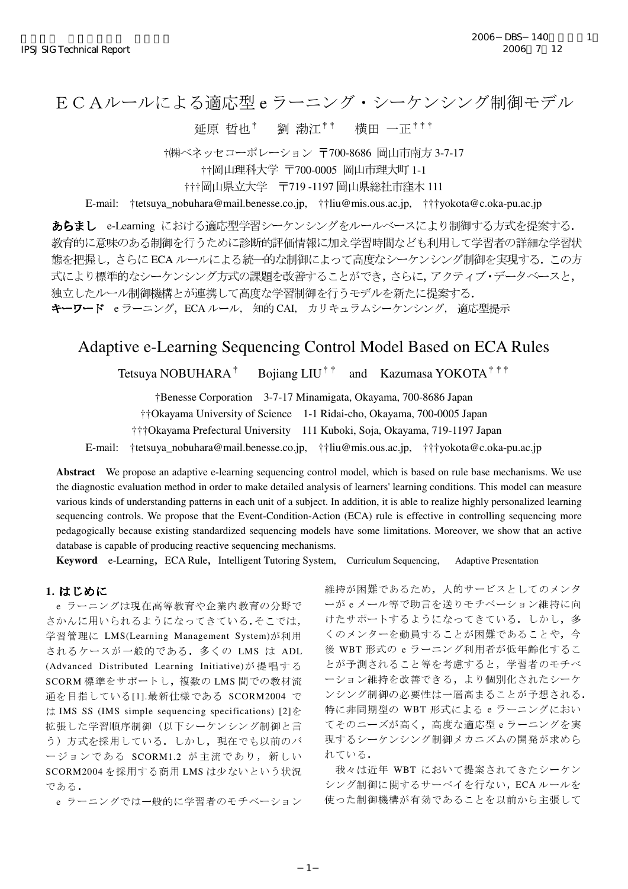# ＥＣＡルールによる適応型 e ラーニング・シーケンシング制御モデル

延原 哲也[†]　劉 渤江[††]　横田 一正[†††]

†㈱ベネッセコーポレーション 〒700-8686 岡山市南方 3-7-17

††岡山理科大学 〒700-0005 岡山市理大町 1-1

†††岡山県立大学 〒719 -1197 岡山県総社市窪木 111

E-mail: †tetsuya_nobuhara@mail.benesse.co.jp, ††liu@mis.ous.ac.jp, †††yokota@c.oka-pu.ac.jp

**あらまし** e-Learning における適応型学習シーケンシングをルールベースにより制御する方式を提案する．教育的に意味のある制御を行うために診断的評価情報に加え学習時間なども利用して学習者の詳細な学習状態を把握し，さらに ECA ルールによる統一的な制御によって高度なシーケンシング制御を実現する．この方式により標準的なシーケンシング方式の課題を改善することができ，さらに，アクティブ・データベースと，独立したルール制御機構とが連携して高度な学習制御を行うモデルを新たに提案する．

**キーワード** e ラーニング，ECA ルール， 知的 CAI， カリキュラムシーケンシング， 適応型提示

# Adaptive e-Learning Sequencing Control Model Based on ECA Rules

Tetsuya NOBUHARA[†]　Bojiang LIU[††]　and　Kazumasa YOKOTA[†††]

†Benesse Corporation 3-7-17 Minamigata, Okayama, 700-8686 Japan

††Okayama University of Science 1-1 Ridai-cho, Okayama, 700-0005 Japan

†††Okayama Prefectural University 111 Kuboki, Soja, Okayama, 719-1197 Japan

E-mail: †tetsuya_nobuhara@mail.benesse.co.jp, ††liu@mis.ous.ac.jp, †††yokota@c.oka-pu.ac.jp

**Abstract** We propose an adaptive e-learning sequencing control model, which is based on rule base mechanisms. We use the diagnostic evaluation method in order to make detailed analysis of learners' learning conditions. This model can measure various kinds of understanding patterns in each unit of a subject. In addition, it is able to realize highly personalized learning sequencing controls. We propose that the Event-Condition-Action (ECA) rule is effective in controlling sequencing more pedagogically because existing standardized sequencing models have some limitations. Moreover, we show that an active database is capable of producing reactive sequencing mechanisms.

**Keyword** e-Learning，ECA Rule，Intelligent Tutoring System, Curriculum Sequencing, Adaptive Presentation

## 1. はじめに

e ラーニングは現在高等教育や企業内教育の分野でさかんに用いられるようになってきている.そこでは，学習管理に LMS(Learning Management System)が利用されるケースが一般的である．多くの LMS は ADL (Advanced Distributed Learning Initiative)が提唱する SCORM 標準をサポートし，複数の LMS 間での教材流通を目指している[1].最新仕様である SCORM2004 では IMS SS (IMS simple sequencing specifications) [2]を拡張した学習順序制御（以下シーケンシング制御と言う）方式を採用している．しかし，現在でも以前のバージョンである SCORM1.2 が主流であり，新しい SCORM2004 を採用する商用 LMS は少ないという状況である．

e ラーニングでは一般的に学習者のモチベーション維持が困難であるため，人的サービスとしてのメンターが e メール等で助言を送りモチベーション維持に向けたサポートするようになってきている．しかし，多くのメンターを動員することが困難であることや，今後 WBT 形式の e ラーニング利用者が低年齢化することが予測されること等を考慮すると，学習者のモチベーション維持を改善できる，より個別化されたシーケンシング制御の必要性は一層高まることが予想される．特に非同期型の WBT 形式による e ラーニングにおいてそのニーズが高く，高度な適応型 e ラーニングを実現するシーケンシング制御メカニズムの開発が求められている．

我々は近年 WBT において提案されてきたシーケンシング制御に関するサーベイを行ない，ECA ルールを使った制御機構が有効であることを以前から主張して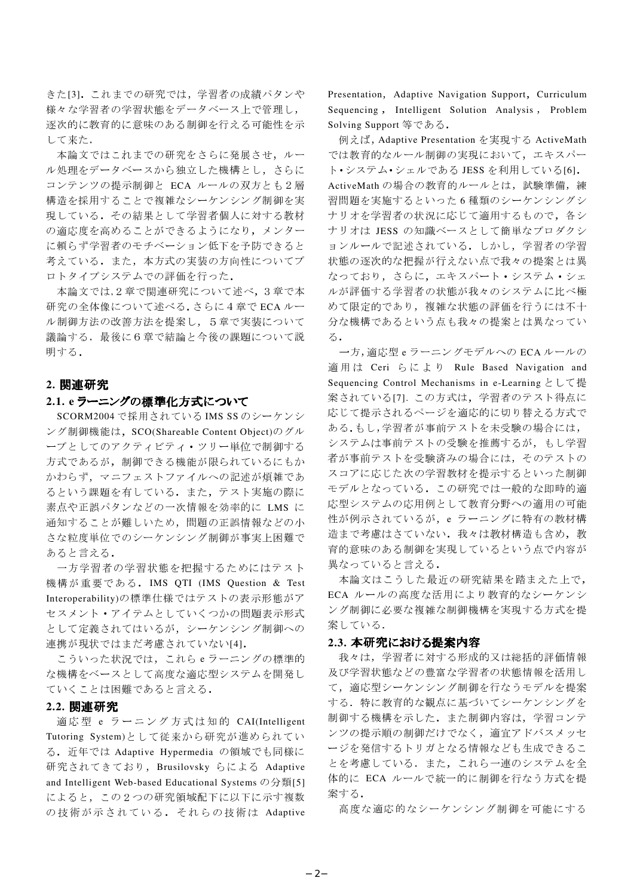きた[3]．これまでの研究では，学習者の成績パタンや様々な学習者の学習状態をデータベース上で管理し，逐次的に教育的に意味のある制御を行える可能性を示して来た．

本論文ではこれまでの研究をさらに発展させ，ルール処理をデータベースから独立した機構とし，さらにコンテンツの提示制御と ECA ルールの双方とも２層構造を採用することで複雑なシーケンシング制御を実現している．その結果として学習者個人に対する教材の適応度を高めることができるようになり，メンターに頼らず学習者のモチベーション低下を予防できると考えている．また，本方式の実装の方向性についてプロトタイプシステムでの評価を行った．

本論文では,２章で関連研究について述べ，３章で本研究の全体像について述べる．さらに４章で ECA ルール制御方法の改善方法を提案し，５章で実装について議論する．最後に６章で結論と今後の課題について説明する．

## 2. 関連研究

### 2.1. e ラーニングの標準化方式について

SCORM2004 で採用されている IMS SS のシーケンシング制御機能は，SCO(Shareable Content Object)のグループとしてのアクティビティ・ツリー単位で制御する方式であるが，制御できる機能が限られているにもかかわらず，マニフェストファイルへの記述が煩雑であるという課題を有している．また，テスト実施の際に素点や正誤パタンなどの一次情報を効率的に LMS に通知することが難しいため，問題の正誤情報などの小さな粒度単位でのシーケンシング制御が事実上困難であると言える．

一方学習者の学習状態を把握するためにはテスト機構が重要である．IMS QTI (IMS Question & Test Interoperability)の標準仕様ではテストの表示形態がアセスメント・アイテムとしていくつかの問題表示形式として定義されてはいるが，シーケンシング制御への連携が現状ではまだ考慮されていない[4]．

こういった状況では，これら e ラーニングの標準的な機構をベースとして高度な適応型システムを開発していくことは困難であると言える．

### 2.2. 関連研究

適応型 e ラーニング方式は知的 CAI(Intelligent Tutoring System)として従来から研究が進められている．近年では Adaptive Hypermedia の領域でも同様に研究されてきており，Brusilovsky らによる Adaptive and Intelligent Web-based Educational Systems の分類[5]によると，この２つの研究領域配下に以下に示す複数の技術が示されている．それらの技術は Adaptive Presentation，Adaptive Navigation Support，Curriculum Sequencing，Intelligent Solution Analysis，Problem Solving Support 等である．

例えば, Adaptive Presentation を実現する ActiveMath では教育的なルール制御の実現において，エキスパート・システム・シェルである JESS を利用している[6]．ActiveMath の場合の教育的ルールとは，試験準備，練習問題を実施するといった 6 種類のシーケンシングシナリオを学習者の状況に応じて適用するもので，各シナリオは JESS の知識ベースとして簡単なプロダクションルールで記述されている．しかし，学習者の学習状態の逐次的な把握が行えない点で我々の提案とは異なっており，さらに，エキスパート・システム・シェルが評価する学習者の状態が我々のシステムに比べ極めて限定的であり，複雑な状態の評価を行うには不十分な機構であるという点も我々の提案とは異なっている．

一方,適応型 e ラーニングモデルへの ECA ルールの適用は Ceri らにより Rule Based Navigation and Sequencing Control Mechanisms in e-Learning として提案されている[7]．この方式は，学習者のテスト得点に応じて提示されるページを適応的に切り替える方式である.もし,学習者が事前テストを未受験の場合には，システムは事前テストの受験を推薦するが，もし学習者が事前テストを受験済みの場合には，そのテストのスコアに応じた次の学習教材を提示するといった制御モデルとなっている．この研究では一般的な即時的適応型システムの応用例として教育分野への適用の可能性が例示されているが，e ラーニングに特有の教材構造まで考慮はさていない．我々は教材構造も含め，教育的意味のある制御を実現しているという点で内容が異なっていると言える．

本論文はこうした最近の研究結果を踏まえた上で，ECA ルールの高度な活用により教育的なシーケンシング制御に必要な複雑な制御機構を実現する方式を提案している．

### 2.3. 本研究における提案内容

我々は，学習者に対する形成的又は総括的評価情報及び学習状態などの豊富な学習者の状態情報を活用して，適応型シーケンシング制御を行なうモデルを提案する．特に教育的な観点に基づいてシーケンシングを制御する機構を示した．また制御内容は，学習コンテンツの提示順の制御だけでなく，適宜アドバスメッセージを発信するトリガとなる情報なども生成できることを考慮している．また，これら一連のシステムを全体的に ECA ルールで統一的に制御を行なう方式を提案する．

高度な適応的なシーケンシング制御を可能にする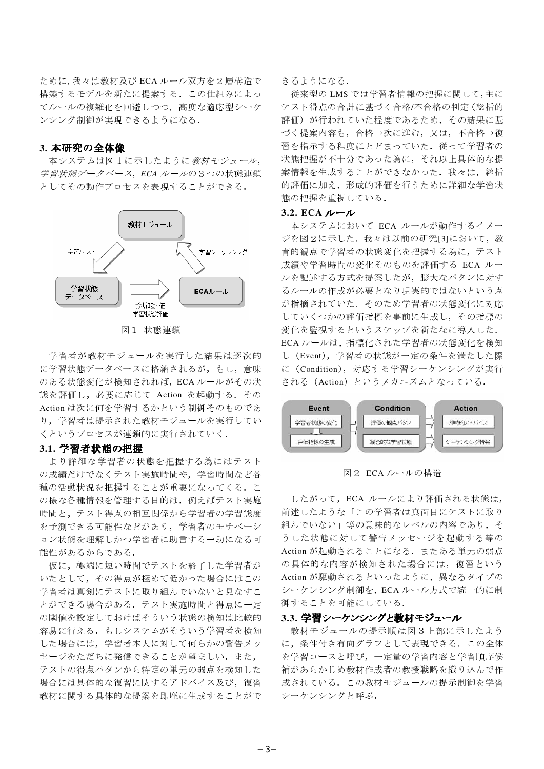ために，我々は教材及び ECA ルール双方を２層構造で構築するモデルを新たに提案する．この仕組みによってルールの複雑化を回避しつつ，高度な適応型シーケンシング制御が実現できるようになる．

### 3. 本研究の全体像

本システムは図１に示したように*教材モジュール*，*学習状態データベース*，*ECA ルール*の３つの状態連鎖としてその動作プロセスを表現することができる．

図１ 状態連鎖

学習者が教材モジュールを実行した結果は逐次的に学習状態データベースに格納されるが，もし，意味のある状態変化が検知されれば，ECA ルールがその状態を評価し，必要に応じて Action を起動する．その Action は次に何を学習するかという制御そのものであり，学習者は提示された教材モジュールを実行していくというプロセスが連鎖的に実行されていく．

#### 3.1. 学習者状態の把握

より詳細な学習者の状態を把握する為にはテストの成績だけでなくテスト実施時間や，学習時間など各種の活動状況を把握することが重要になってくる．この様な各種情報を管理する目的は，例えばテスト実施時間と，テスト得点の相互関係から学習者の学習態度を予測できる可能性などがあり，学習者のモチベーション状態を理解しかつ学習者に助言する一助になる可能性があるからである．

仮に，極端に短い時間でテストを終了した学習者がいたとして，その得点が極めて低かった場合にはこの学習者は真剣にテストに取り組んでいないと見なすことができる場合がある．テスト実施時間と得点に一定の閾値を設定しておけばそういう状態の検知は比較的容易に行える．もしシステムがそういう学習者を検知した場合には，学習者本人に対して何らかの警告メッセージをただちに発信できることが望ましい．また，テストの得点パタンから特定の単元の弱点を検知した場合には具体的な復習に関するアドバイス及び，復習教材に関する具体的な提案を即座に生成することができるようになる．

従来型の LMS では学習者情報の把握に関して，主にテスト得点の合計に基づく合格/不合格の判定（総括的評価）が行われていた程度であるため，その結果に基づく提案内容も，合格→次に進む，又は，不合格→復習を指示する程度にとどまっていた．従って学習者の状態把握が不十分であった為に，それ以上具体的な提案情報を生成することができなかった．我々は，総括的評価に加え，形成的評価を行うために詳細な学習状態の把握を重視している．

#### 3.2. ECA ルール

本システムにおいて ECA ルールが動作するイメージを図２に示した．我々は以前の研究[3]において，教育的観点で学習者の状態変化を把握する為に，テスト成績や学習時間の変化そのものを評価する ECA ルールを記述する方式を提案したが，膨大なパタンに対するルールの作成が必要となり現実的ではないという点が指摘されていた．そのため学習者の状態変化に対応していくつかの評価指標を事前に生成し，その指標の変化を監視するというステップを新たなに導入した．ECA ルールは，指標化された学習者の状態変化を検知し（Event），学習者の状態が一定の条件を満たした際に（Condition），対応する学習シーケンシングが実行される（Action）というメカニズムとなっている．

図２ ECA ルールの構造

したがって，ECA ルールにより評価される状態は，前述したような「この学習者は真面目にテストに取り組んでいない」等の意味的なレベルの内容であり，そうした状態に対して警告メッセージを起動する等の Action が起動されることになる．またある単元の弱点の具体的な内容が検知された場合には，復習という Action が駆動されるといったように，異なるタイプのシーケンシング制御を，ECA ルール方式で統一的に制御することを可能にしている．

#### 3.3. 学習シーケンシングと教材モジュール

教材モジュールの提示順は図３上部に示したように，条件付き有向グラフとして表現できる．この全体を学習コースと呼び，一定量の学習内容と学習順序候補があらかじめ教材作成者の教授戦略を織り込んで作成されている．この教材モジュールの提示制御を学習シーケンシングと呼ぶ．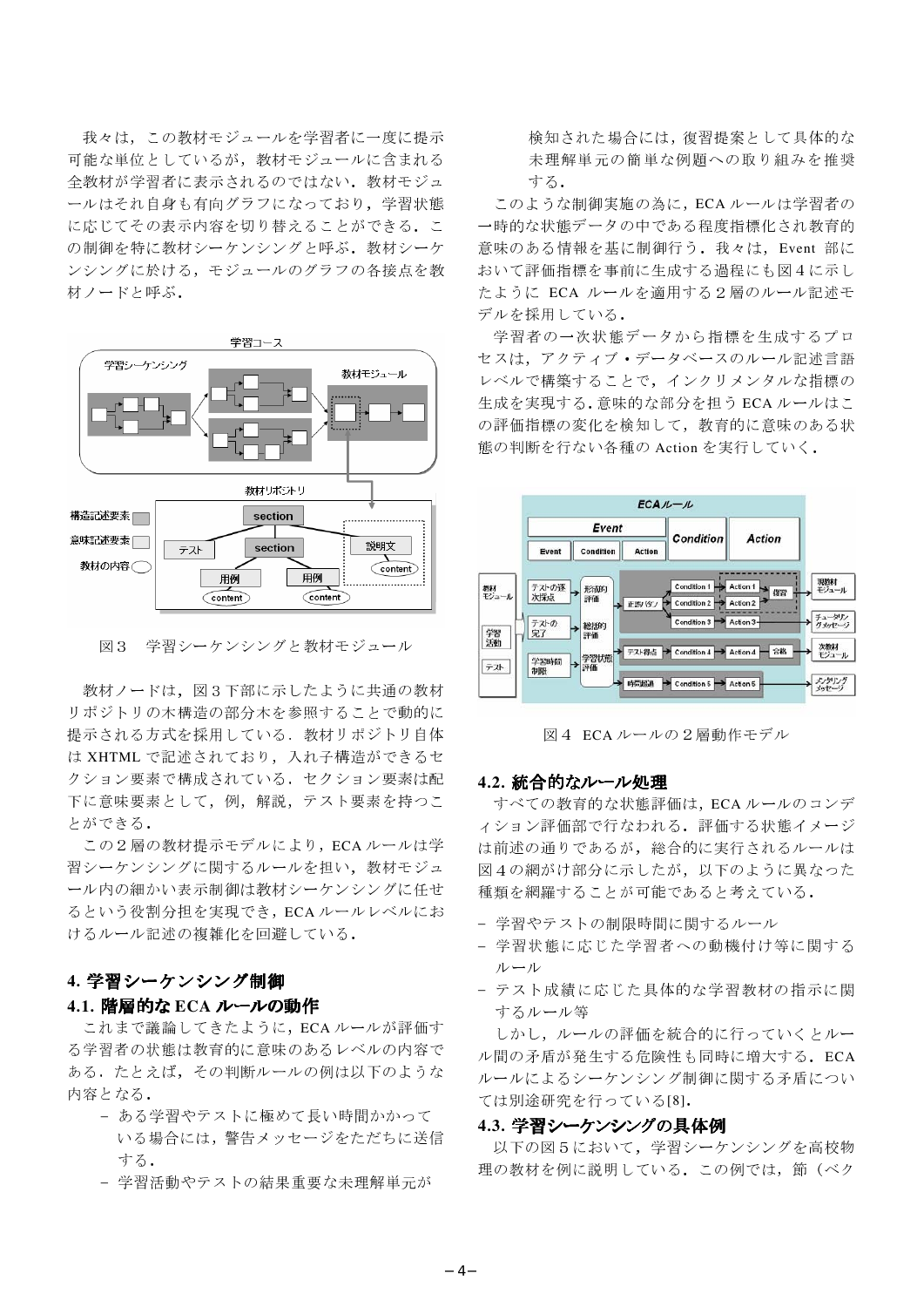我々は，この教材モジュールを学習者に一度に提示可能な単位としているが，教材モジュールに含まれる全教材が学習者に表示されるのではない．教材モジュールはそれ自身も有向グラフになっており，学習状態に応じてその表示内容を切り替えることができる．この制御を特に教材シーケンシングと呼ぶ．教材シーケンシングに於ける，モジュールのグラフの各接点を教材ノードと呼ぶ．

図３　学習シーケンシングと教材モジュール

教材ノードは，図３下部に示したように共通の教材リポジトリの木構造の部分木を参照することで動的に提示される方式を採用している．教材リポジトリ自体は XHTML で記述されており，入れ子構造ができるセクション要素で構成されている．セクション要素は配下に意味要素として，例，解説，テスト要素を持つことができる．

この２層の教材提示モデルにより，ECA ルールは学習シーケンシングに関するルールを担い，教材モジュール内の細かい表示制御は教材シーケンシングに任せるという役割分担を実現でき，ECA ルールレベルにおけるルール記述の複雑化を回避している．

## 4. 学習シーケンシング制御

### 4.1. 階層的な ECA ルールの動作

これまで議論してきたように，ECA ルールが評価する学習者の状態は教育的に意味のあるレベルの内容である．たとえば，その判断ルールの例は以下のような内容となる．

- ある学習やテストに極めて長い時間かかっている場合には，警告メッセージをただちに送信する．
- 学習活動やテストの結果重要な未理解単元が検知された場合には，復習提案として具体的な未理解単元の簡単な例題への取り組みを推奨する．

このような制御実施の為に，ECA ルールは学習者の一時的な状態データの中である程度指標化され教育的意味のある情報を基に制御行う．我々は，Event 部において評価指標を事前に生成する過程にも図４に示したように ECA ルールを適用する２層のルール記述モデルを採用している．

学習者の一次状態データから指標を生成するプロセスは，アクティブ・データベースのルール記述言語レベルで構築することで，インクリメンタルな指標の生成を実現する．意味的な部分を担う ECA ルールはこの評価指標の変化を検知して，教育的に意味のある状態の判断を行ない各種の Action を実行していく．

図４　ECA ルールの２層動作モデル

### 4.2. 統合的なルール処理

すべての教育的な状態評価は，ECA ルールのコンディション評価部で行なわれる．評価する状態イメージは前述の通りであるが，総合的に実行されるルールは図４の網がけ部分に示したが，以下のように異なった種類を網羅することが可能であると考えている．

- 学習やテストの制限時間に関するルール
- 学習状態に応じた学習者への動機付け等に関するルール
- テスト成績に応じた具体的な学習教材の指示に関するルール等

しかし，ルールの評価を統合的に行っていくとルール間の矛盾が発生する危険性も同時に増大する．ECA ルールによるシーケンシング制御に関する矛盾については別途研究を行っている[8]．

### 4.3. 学習シーケンシングの具体例

以下の図５において，学習シーケンシングを高校物理の教材を例に説明している．この例では，節（ベク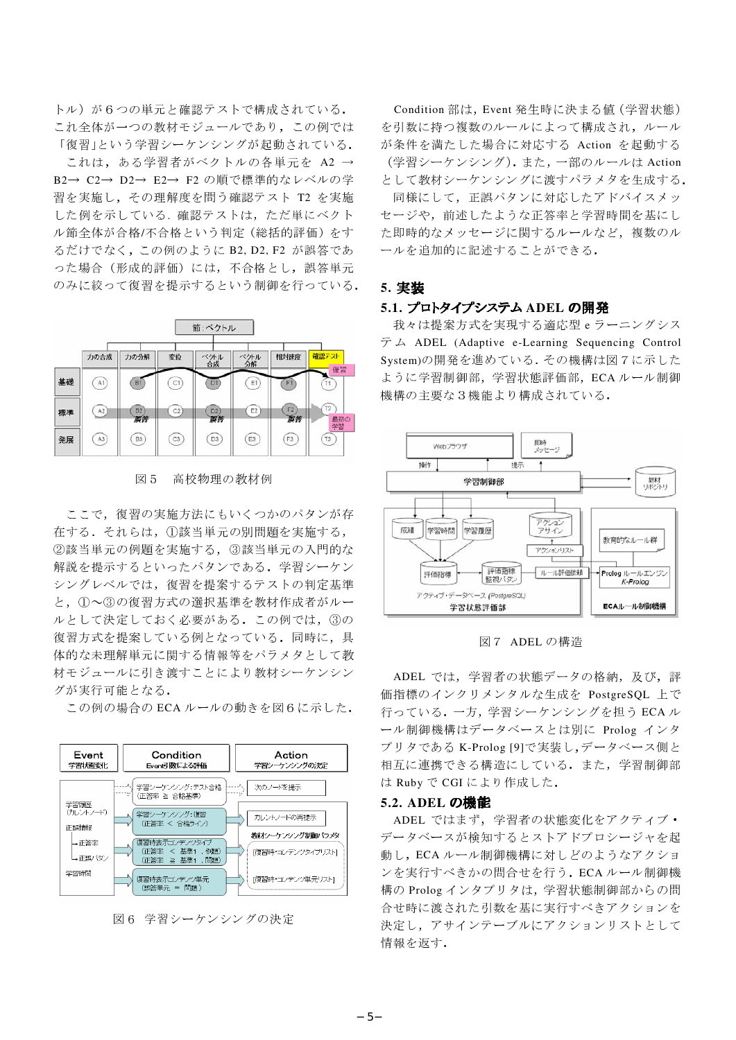トル）が６つの単元と確認テストで構成されている．これ全体が一つの教材モジュールであり，この例では「復習」という学習シーケンシングが起動されている．

これは，ある学習者がベクトルの各単元を A2 → B2→ C2→ D2→ E2→ F2 の順で標準的なレベルの学習を実施し，その理解度を問う確認テスト T2 を実施した例を示している．確認テストは，ただ単にベクトル節全体が合格/不合格という判定（総括的評価）をするだけでなく，この例のように B2, D2, F2 が誤答であった場合（形成的評価）には，不合格とし，誤答単元のみに絞って復習を提示するという制御を行っている．

図５　高校物理の教材例

ここで，復習の実施方法にもいくつかのパタンが存在する．それらは，①該当単元の別問題を実施する，②該当単元の例題を実施する，③該当単元の入門的な解説を提示するといったパタンである．学習シーケンシングレベルでは，復習を提案するテストの判定基準と，①～③の復習方式の選択基準を教材作成者がルールとして決定しておく必要がある．この例では，③の復習方式を提案している例となっている．同時に，具体的な未理解単元に関する情報等をパラメタとして教材モジュールに引き渡すことにより教材シーケンシングが実行可能となる．

この例の場合の ECA ルールの動きを図６に示した．

図６　学習シーケンシングの決定

Condition 部は，Event 発生時に決まる値（学習状態）を引数に持つ複数のルールによって構成され，ルールが条件を満たした場合に対応する Action を起動する（学習シーケンシング）．また，一部のルールは Action として教材シーケンシングに渡すパラメタを生成する．

同様にして，正誤パタンに対応したアドバイスメッセージや，前述したような正答率と学習時間を基にした即時的なメッセージに関するルールなど，複数のルールを追加的に記述することができる．

## 5. 実装

### 5.1. プロトタイプシステム ADEL の開発

我々は提案方式を実現する適応型 e ラーニングシステム ADEL (Adaptive e-Learning Sequencing Control System)の開発を進めている．その機構は図７に示したように学習制御部，学習状態評価部，ECA ルール制御機構の主要な３機能より構成されている．

図７　ADEL の構造

ADEL では，学習者の状態データの格納，及び，評価指標のインクリメンタルな生成を PostgreSQL 上で行っている．一方，学習シーケンシングを担う ECA ルール制御機構はデータベースとは別に Prolog インタプリタである K-Prolog [9]で実装し，データベース側と相互に連携できる構造にしている．また，学習制御部は Ruby で CGI により作成した．

### 5.2. ADEL の機能

ADEL ではまず，学習者の状態変化をアクティブ・データベースが検知するとストアドプロシージャを起動し，ECA ルール制御機構に対しどのようなアクションを実行すべきかの問合せを行う．ECA ルール制御機構の Prolog インタプリタは，学習状態制御部からの問合せ時に渡された引数を基に実行すべきアクションを決定し，アサインテーブルにアクションリストとして情報を返す．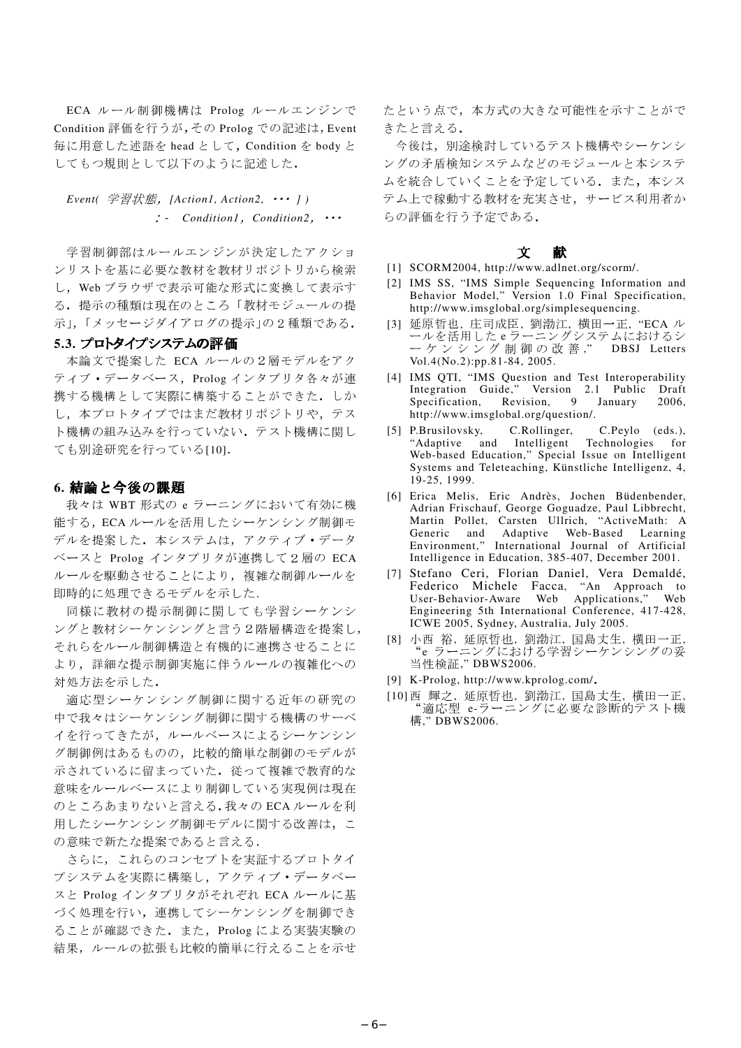ECA ルール制御機構は Prolog ルールエンジンで Condition 評価を行うが，その Prolog での記述は，Event 毎に用意した述語を head として，Condition を body としてもつ規則として以下のように記述した．

*Event( 学習状態，[Action1, Action2, ・・・ ] )*
*:- Condition1，Condition2，・・・*

学習制御部はルールエンジンが決定したアクションリストを基に必要な教材を教材リポジトリから検索し，Web ブラウザで表示可能な形式に変換して表示する．提示の種類は現在のところ「教材モジュールの提示」,「メッセージダイアログの提示」の２種類である．

### 5.3. プロトタイプシステムの評価

本論文で提案した ECA ルールの２層モデルをアクティブ・データベース，Prolog インタプリタ各々が連携する機構として実際に構築することができた．しかし，本プロトタイプではまだ教材リポジトリや，テスト機構の組み込みを行っていない．テスト機構に関しても別途研究を行っている[10]．

## 6. 結論と今後の課題

我々は WBT 形式の e ラーニングにおいて有効に機能する，ECA ルールを活用したシーケンシング制御モデルを提案した．本システムは，アクティブ・データベースと Prolog インタプリタが連携して２層の ECA ルールを駆動させることにより，複雑な制御ルールを即時的に処理できるモデルを示した．

同様に教材の提示制御に関しても学習シーケンシングと教材シーケンシングと言う２階層構造を提案し，それらをルール制御構造と有機的に連携させることにより，詳細な提示制御実施に伴うルールの複雑化への対処方法を示した．

適応型シーケンシング制御に関する近年の研究の中で我々はシーケンシング制御に関する機構のサーベイを行ってきたが，ルールベースによるシーケンシング制御例はあるものの，比較的簡単な制御のモデルが示されているに留まっていた．従って複雑で教育的な意味をルールベースにより制御している実現例は現在のところあまりないと言える．我々の ECA ルールを利用したシーケンシング制御モデルに関する改善は，この意味で新たな提案であると言える．

さらに，これらのコンセプトを実証するプロトタイプシステムを実際に構築し，アクティブ・データベースと Prolog インタプリタがそれぞれ ECA ルールに基づく処理を行い，連携してシーケンシングを制御できることが確認できた．また，Prolog による実装実験の結果，ルールの拡張も比較的簡単に行えることを示せたという点で，本方式の大きな可能性を示すことができたと言える．

今後は，別途検討しているテスト機構やシーケンシングの矛盾検知システムなどのモジュールと本システムを統合していくことを予定している．また，本システム上で稼動する教材を充実させ，サービス利用者からの評価を行う予定である．

## 文　献

[1] SCORM2004, http://www.adlnet.org/scorm/.

[2] IMS SS, “IMS Simple Sequencing Information and Behavior Model,” Version 1.0 Final Specification, http://www.imsglobal.org/simplesequencing.

[3] 延原哲也，庄司成臣，劉渤江，横田一正，“ECA ルールを活用した e ラーニングシステムにおけるシーケンシング制御の改善，” DBSJ Letters Vol.4(No.2):pp.81-84, 2005.

[4] IMS QTI, “IMS Question and Test Interoperability Integration Guide,” Version 2.1 Public Draft Specification, Revision, 9 January 2006, http://www.imsglobal.org/question/.

[5] P.Brusilovsky, C.Rollinger, C.Peylo (eds.), “Adaptive and Intelligent Technologies for Web-based Education,” Special Issue on Intelligent Systems and Teleteaching, Künstliche Intelligenz, 4, 19-25, 1999.

[6] Erica Melis, Eric Andrès, Jochen Büdenbender, Adrian Frischauf, George Goguadze, Paul Libbrecht, Martin Pollet, Carsten Ullrich, “ActiveMath: A Generic and Adaptive Web-Based Learning Environment,” International Journal of Artificial Intelligence in Education, 385-407, December 2001.

[7] Stefano Ceri, Florian Daniel, Vera Demaldé, Federico Michele Facca, “An Approach to User-Behavior-Aware Web Applications,” Web Engineering 5th International Conference, 417-428, ICWE 2005, Sydney, Australia, July 2005.

[8] 小西 裕，延原哲也，劉渤江，国島丈生，横田一正，“e ラーニングにおける学習シーケンシングの妥当性検証，” DBWS2006.

[9] K-Prolog, http://www.kprolog.com/.

[10] 西 輝之，延原哲也，劉渤江，国島丈生，横田一正，“適応型 e-ラーニングに必要な診断的テスト機構，” DBWS2006.